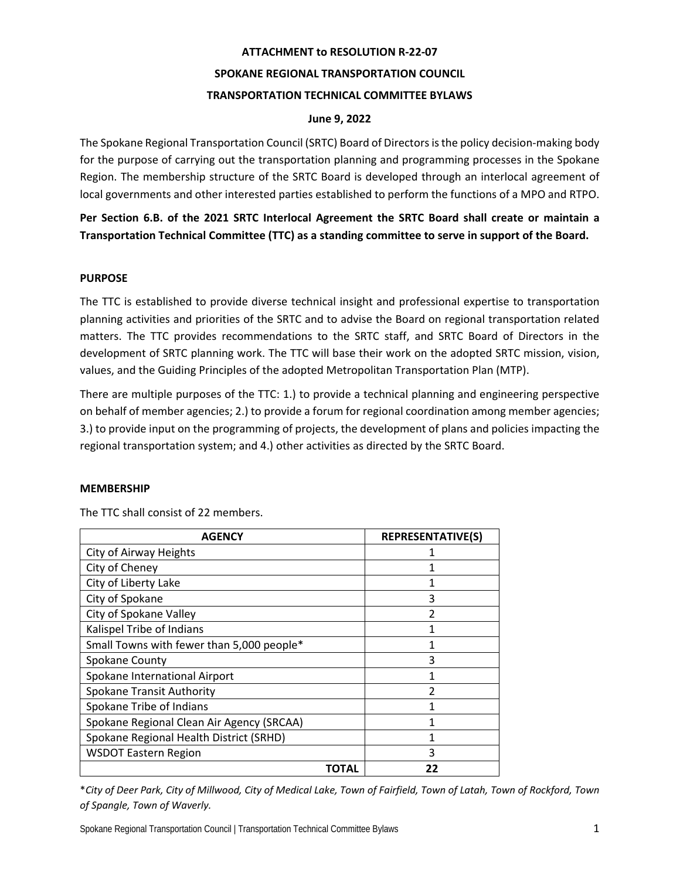**ATTACHMENT to RESOLUTION R-22-07**

**SPOKANE REGIONAL TRANSPORTATION COUNCIL**

**TRANSPORTATION TECHNICAL COMMITTEE BYLAWS**

**June 9, 2022**

The Spokane Regional Transportation Council (SRTC) Board of Directors is the policy decision-making body for the purpose of carrying out the transportation planning and programming processes in the Spokane Region. The membership structure of the SRTC Board is developed through an interlocal agreement of local governments and other interested parties established to perform the functions of a MPO and RTPO.

**Per Section 6.B. of the 2021 SRTC Interlocal Agreement the SRTC Board shall create or maintain a Transportation Technical Committee (TTC) as a standing committee to serve in support of the Board.**

**PURPOSE**

The TTC is established to provide diverse technical insight and professional expertise to transportation planning activities and priorities of the SRTC and to advise the Board on regional transportation related matters. The TTC provides recommendations to the SRTC staff, and SRTC Board of Directors in the development of SRTC planning work. The TTC will base their work on the adopted SRTC mission, vision, values, and the Guiding Principles of the adopted Metropolitan Transportation Plan (MTP).

There are multiple purposes of the TTC: 1.) to provide a technical planning and engineering perspective on behalf of member agencies; 2.) to provide a forum for regional coordination among member agencies; 3.) to provide input on the programming of projects, the development of plans and policies impacting the regional transportation system; and 4.) other activities as directed by the SRTC Board.

**MEMBERSHIP**

The TTC shall consist of 22 members.

| AGENCY | REPRESENTATIVE(S) |
|---|---|
| City of Airway Heights | 1 |
| City of Cheney | 1 |
| City of Liberty Lake | 1 |
| City of Spokane | 3 |
| City of Spokane Valley | 2 |
| Kalispel Tribe of Indians | 1 |
| Small Towns with fewer than 5,000 people* | 1 |
| Spokane County | 3 |
| Spokane International Airport | 1 |
| Spokane Transit Authority | 2 |
| Spokane Tribe of Indians | 1 |
| Spokane Regional Clean Air Agency (SRCAA) | 1 |
| Spokane Regional Health District (SRHD) | 1 |
| WSDOT Eastern Region | 3 |
| **TOTAL** | **22** |

**City of Deer Park, City of Millwood, City of Medical Lake, Town of Fairfield, Town of Latah, Town of Rockford, Town of Spangle, Town of Waverly.*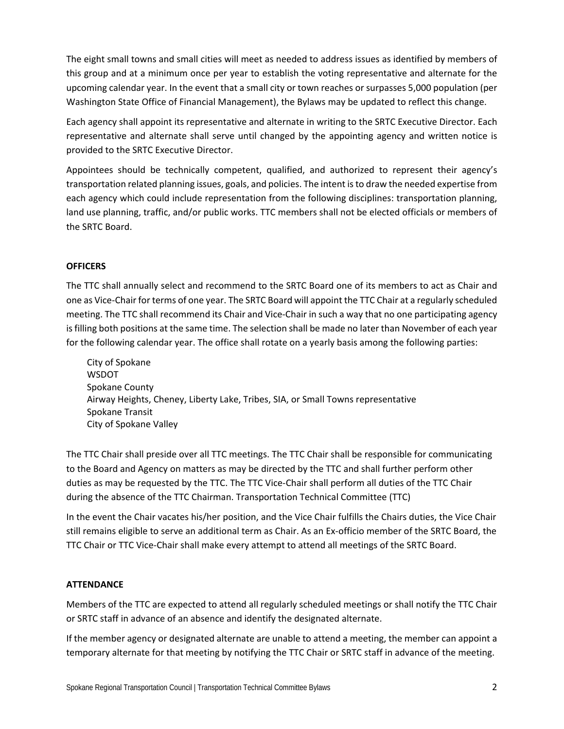The eight small towns and small cities will meet as needed to address issues as identified by members of this group and at a minimum once per year to establish the voting representative and alternate for the upcoming calendar year. In the event that a small city or town reaches or surpasses 5,000 population (per Washington State Office of Financial Management), the Bylaws may be updated to reflect this change.

Each agency shall appoint its representative and alternate in writing to the SRTC Executive Director. Each representative and alternate shall serve until changed by the appointing agency and written notice is provided to the SRTC Executive Director.

Appointees should be technically competent, qualified, and authorized to represent their agency's transportation related planning issues, goals, and policies. The intent is to draw the needed expertise from each agency which could include representation from the following disciplines: transportation planning, land use planning, traffic, and/or public works. TTC members shall not be elected officials or members of the SRTC Board.

**OFFICERS**

The TTC shall annually select and recommend to the SRTC Board one of its members to act as Chair and one as Vice-Chair for terms of one year. The SRTC Board will appoint the TTC Chair at a regularly scheduled meeting. The TTC shall recommend its Chair and Vice-Chair in such a way that no one participating agency is filling both positions at the same time. The selection shall be made no later than November of each year for the following calendar year. The office shall rotate on a yearly basis among the following parties:

City of Spokane
WSDOT
Spokane County
Airway Heights, Cheney, Liberty Lake, Tribes, SIA, or Small Towns representative
Spokane Transit
City of Spokane Valley

The TTC Chair shall preside over all TTC meetings. The TTC Chair shall be responsible for communicating to the Board and Agency on matters as may be directed by the TTC and shall further perform other duties as may be requested by the TTC. The TTC Vice-Chair shall perform all duties of the TTC Chair during the absence of the TTC Chairman. Transportation Technical Committee (TTC)

In the event the Chair vacates his/her position, and the Vice Chair fulfills the Chairs duties, the Vice Chair still remains eligible to serve an additional term as Chair. As an Ex-officio member of the SRTC Board, the TTC Chair or TTC Vice-Chair shall make every attempt to attend all meetings of the SRTC Board.

**ATTENDANCE**

Members of the TTC are expected to attend all regularly scheduled meetings or shall notify the TTC Chair or SRTC staff in advance of an absence and identify the designated alternate.

If the member agency or designated alternate are unable to attend a meeting, the member can appoint a temporary alternate for that meeting by notifying the TTC Chair or SRTC staff in advance of the meeting.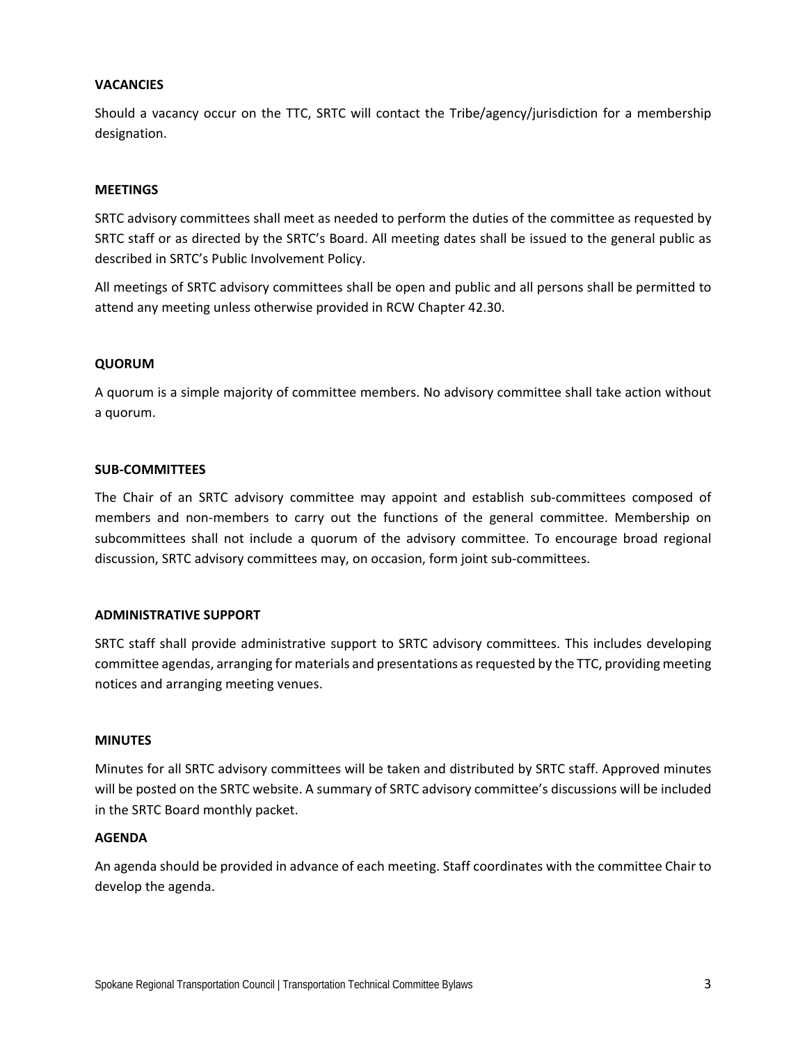**VACANCIES**

Should a vacancy occur on the TTC, SRTC will contact the Tribe/agency/jurisdiction for a membership designation.

**MEETINGS**

SRTC advisory committees shall meet as needed to perform the duties of the committee as requested by SRTC staff or as directed by the SRTC's Board. All meeting dates shall be issued to the general public as described in SRTC's Public Involvement Policy.

All meetings of SRTC advisory committees shall be open and public and all persons shall be permitted to attend any meeting unless otherwise provided in RCW Chapter 42.30.

**QUORUM**

A quorum is a simple majority of committee members. No advisory committee shall take action without a quorum.

**SUB-COMMITTEES**

The Chair of an SRTC advisory committee may appoint and establish sub-committees composed of members and non-members to carry out the functions of the general committee. Membership on subcommittees shall not include a quorum of the advisory committee. To encourage broad regional discussion, SRTC advisory committees may, on occasion, form joint sub-committees.

**ADMINISTRATIVE SUPPORT**

SRTC staff shall provide administrative support to SRTC advisory committees. This includes developing committee agendas, arranging for materials and presentations as requested by the TTC, providing meeting notices and arranging meeting venues.

**MINUTES**

Minutes for all SRTC advisory committees will be taken and distributed by SRTC staff. Approved minutes will be posted on the SRTC website. A summary of SRTC advisory committee's discussions will be included in the SRTC Board monthly packet.

**AGENDA**

An agenda should be provided in advance of each meeting. Staff coordinates with the committee Chair to develop the agenda.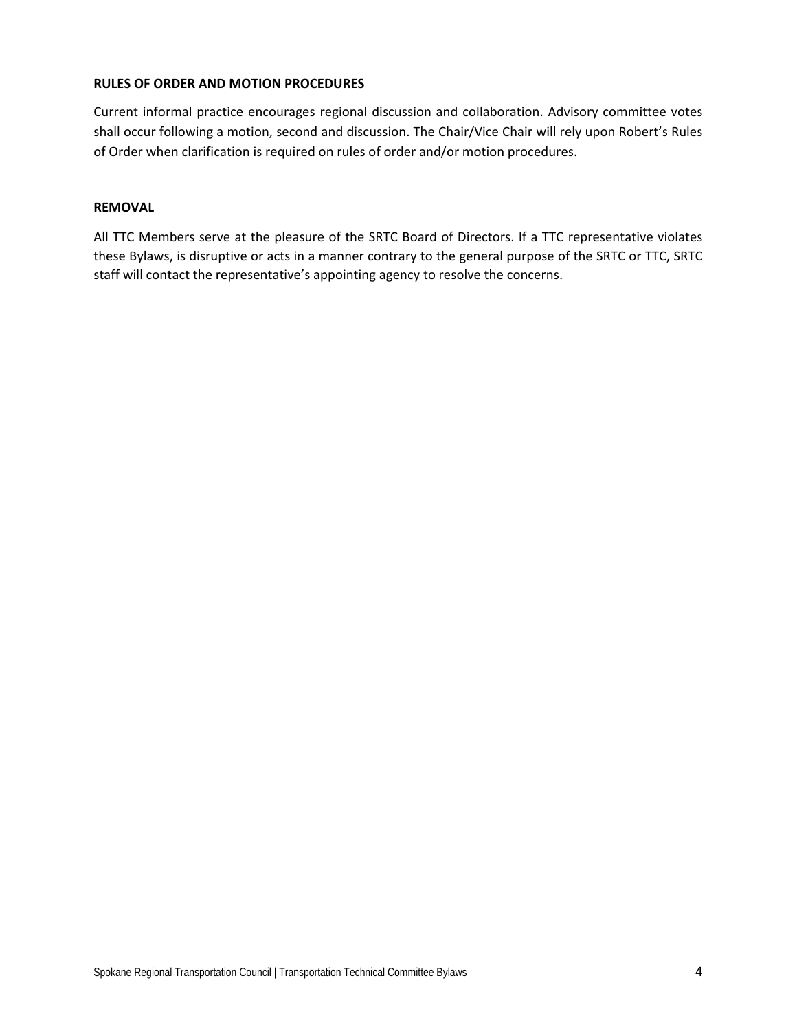**RULES OF ORDER AND MOTION PROCEDURES**

Current informal practice encourages regional discussion and collaboration. Advisory committee votes shall occur following a motion, second and discussion. The Chair/Vice Chair will rely upon Robert's Rules of Order when clarification is required on rules of order and/or motion procedures.

**REMOVAL**

All TTC Members serve at the pleasure of the SRTC Board of Directors. If a TTC representative violates these Bylaws, is disruptive or acts in a manner contrary to the general purpose of the SRTC or TTC, SRTC staff will contact the representative's appointing agency to resolve the concerns.